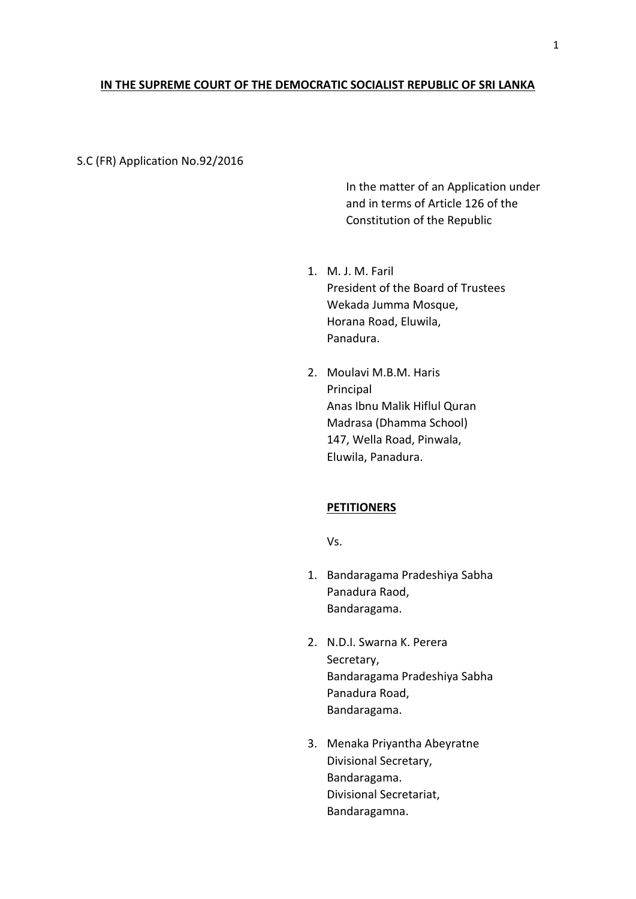**IN THE SUPREME COURT OF THE DEMOCRATIC SOCIALIST REPUBLIC OF SRI LANKA**

S.C (FR) Application No.92/2016

In the matter of an Application under and in terms of Article 126 of the Constitution of the Republic

1. M. J. M. Faril
   President of the Board of Trustees
   Wekada Jumma Mosque,
   Horana Road, Eluwila,
   Panadura.

2. Moulavi M.B.M. Haris
   Principal
   Anas Ibnu Malik Hiflul Quran
   Madrasa (Dhamma School)
   147, Wella Road, Pinwala,
   Eluwila, Panadura.

**PETITIONERS**

Vs.

1. Bandaragama Pradeshiya Sabha
   Panadura Raod,
   Bandaragama.

2. N.D.I. Swarna K. Perera
   Secretary,
   Bandaragama Pradeshiya Sabha
   Panadura Road,
   Bandaragama.

3. Menaka Priyantha Abeyratne
   Divisional Secretary,
   Bandaragama.
   Divisional Secretariat,
   Bandaragamna.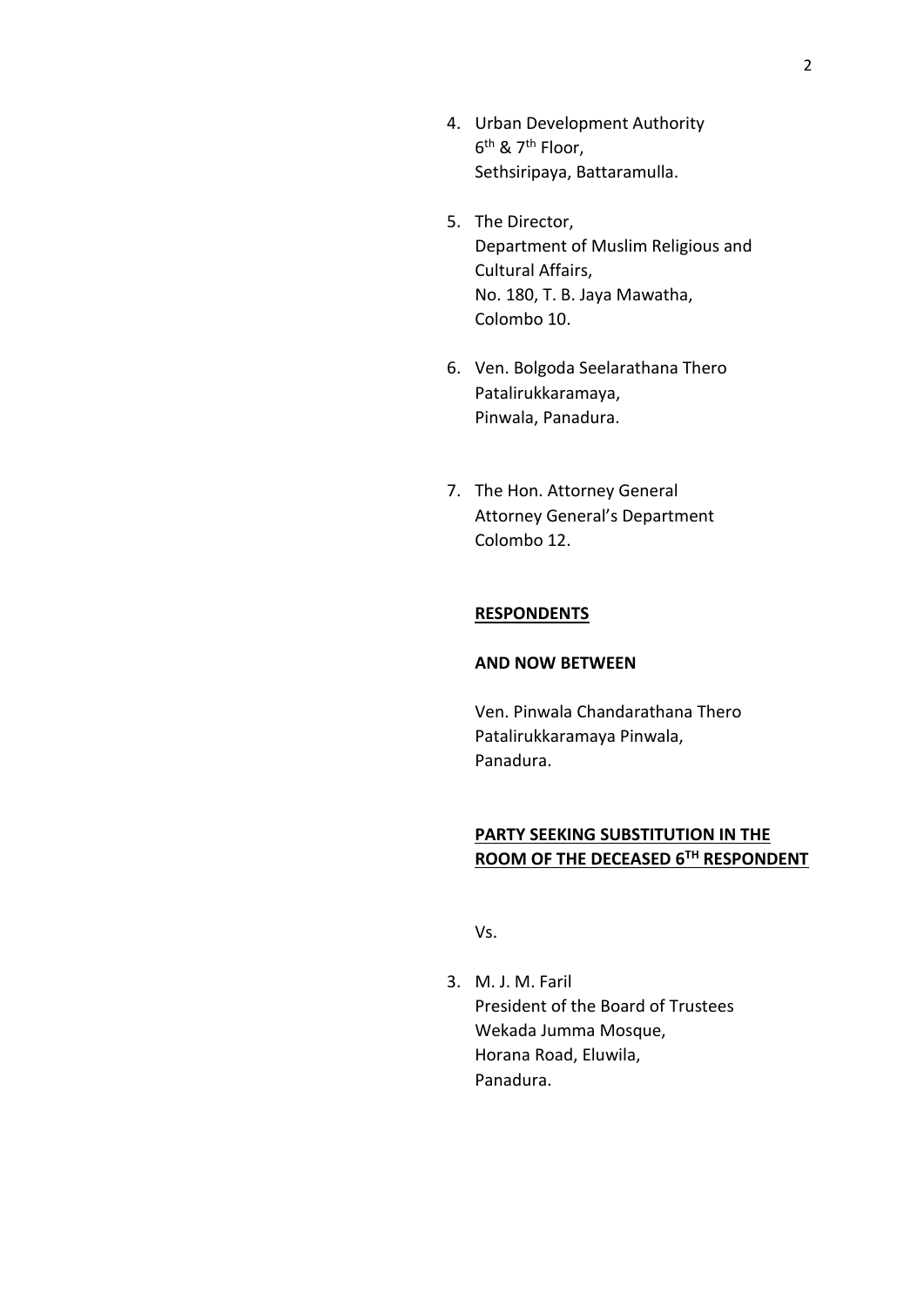4. Urban Development Authority
   6th & 7th Floor,
   Sethsiripaya, Battaramulla.

5. The Director,
   Department of Muslim Religious and
   Cultural Affairs,
   No. 180, T. B. Jaya Mawatha,
   Colombo 10.

6. Ven. Bolgoda Seelarathana Thero
   Patalirukkaramaya,
   Pinwala, Panadura.

7. The Hon. Attorney General
   Attorney General's Department
   Colombo 12.

**<u>RESPONDENTS</u>**

**AND NOW BETWEEN**

Ven. Pinwala Chandarathana Thero
Patalirukkaramaya Pinwala,
Panadura.

**<u>PARTY SEEKING SUBSTITUTION IN THE ROOM OF THE DECEASED 6TH RESPONDENT</u>**

Vs.

3. M. J. M. Faril
   President of the Board of Trustees
   Wekada Jumma Mosque,
   Horana Road, Eluwila,
   Panadura.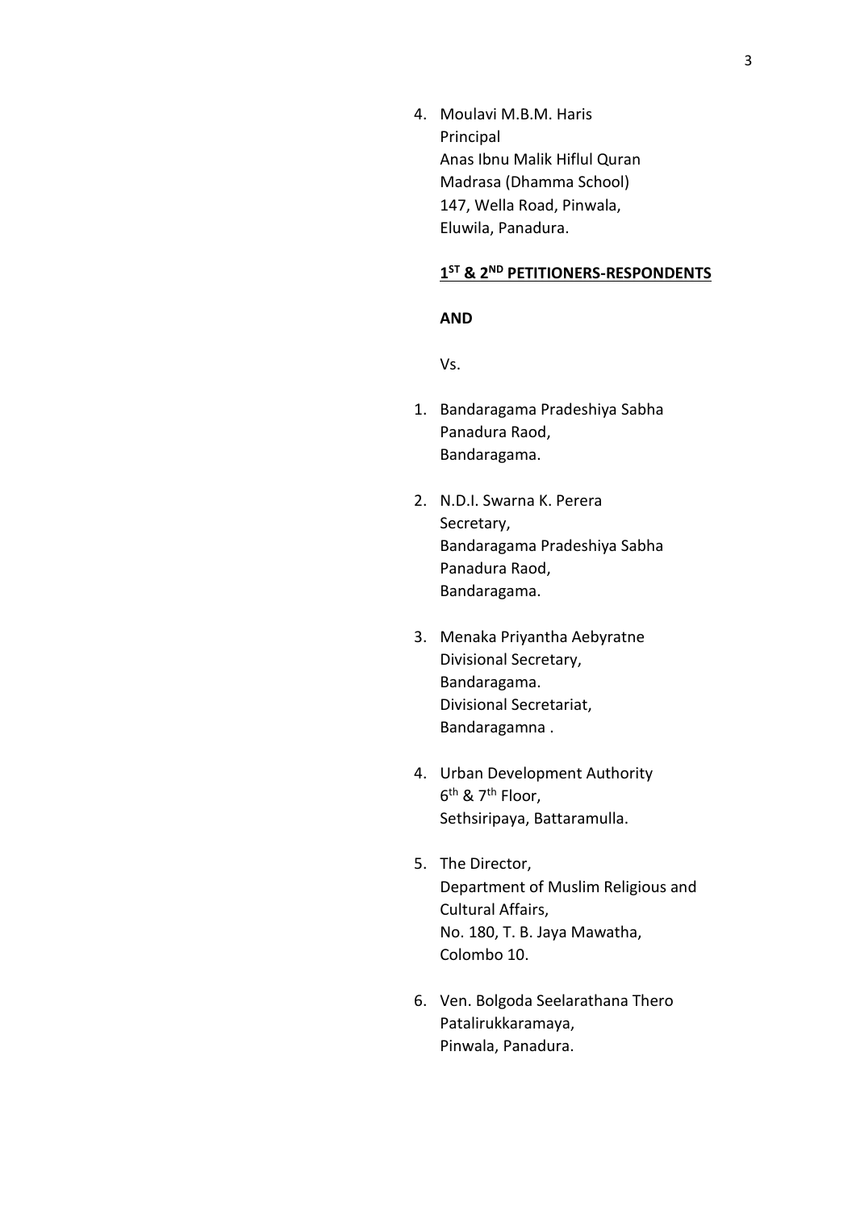4. Moulavi M.B.M. Haris
   Principal
   Anas Ibnu Malik Hiflul Quran
   Madrasa (Dhamma School)
   147, Wella Road, Pinwala,
   Eluwila, Panadura.

**1ST & 2ND PETITIONERS-RESPONDENTS**

**AND**

Vs.

1. Bandaragama Pradeshiya Sabha
   Panadura Raod,
   Bandaragama.

2. N.D.I. Swarna K. Perera
   Secretary,
   Bandaragama Pradeshiya Sabha
   Panadura Raod,
   Bandaragama.

3. Menaka Priyantha Aebyratne
   Divisional Secretary,
   Bandaragama.
   Divisional Secretariat,
   Bandaragamna .

4. Urban Development Authority
   6th & 7th Floor,
   Sethsiripaya, Battaramulla.

5. The Director,
   Department of Muslim Religious and
   Cultural Affairs,
   No. 180, T. B. Jaya Mawatha,
   Colombo 10.

6. Ven. Bolgoda Seelarathana Thero
   Patalirukkaramaya,
   Pinwala, Panadura.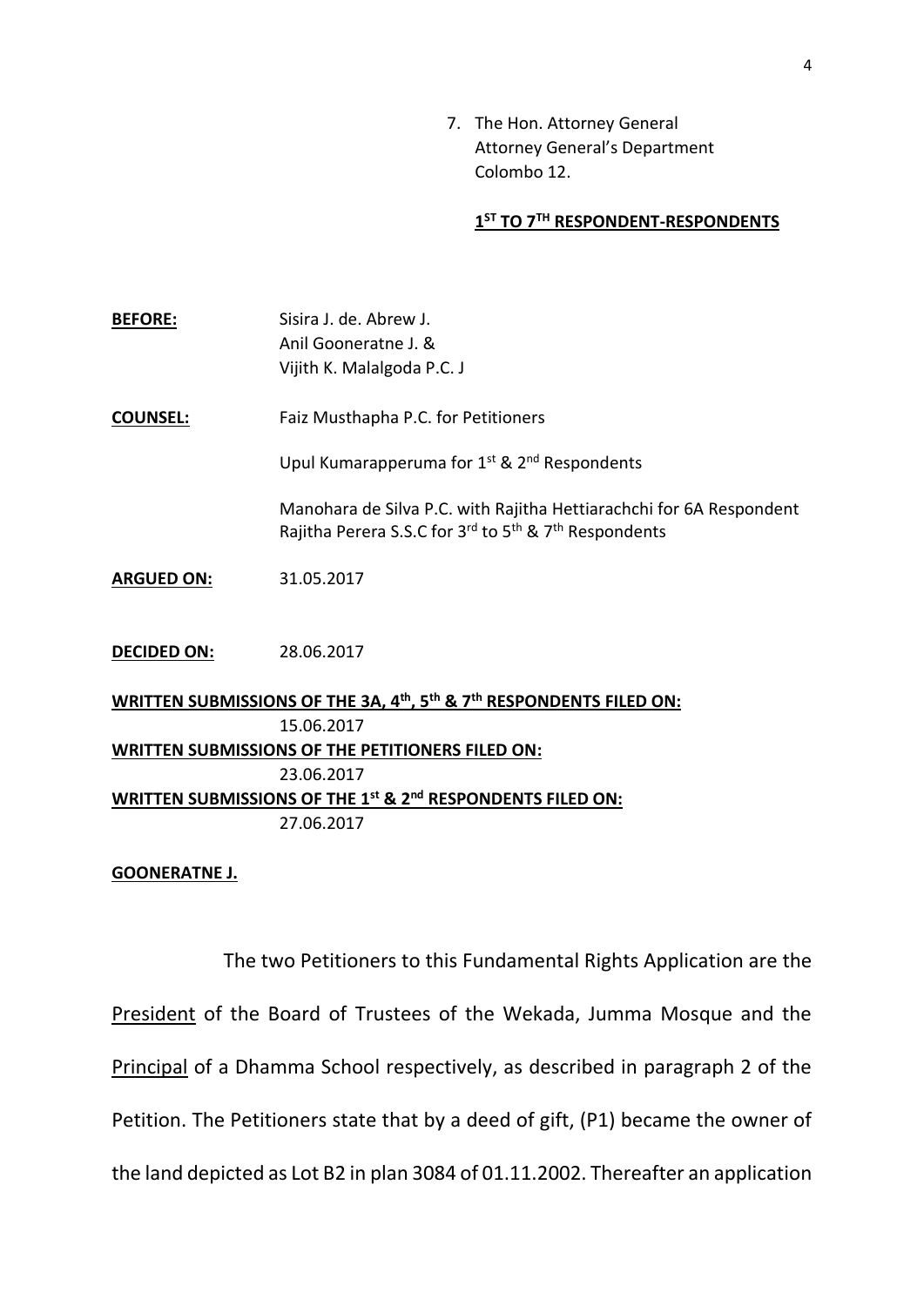7. The Hon. Attorney General
   Attorney General's Department
   Colombo 12.

**1[ST] TO 7[TH] RESPONDENT-RESPONDENTS**

**BEFORE:** Sisira J. de. Abrew J.
Anil Gooneratne J. &
Vijith K. Malalgoda P.C. J

**COUNSEL:** Faiz Musthapha P.C. for Petitioners

Upul Kumarapperuma for 1[st] & 2[nd] Respondents

Manohara de Silva P.C. with Rajitha Hettiarachchi for 6A Respondent
Rajitha Perera S.S.C for 3[rd] to 5[th] & 7[th] Respondents

**ARGUED ON:** 31.05.2017

**DECIDED ON:** 28.06.2017

**WRITTEN SUBMISSIONS OF THE 3A, 4[th], 5[th] & 7[th] RESPONDENTS FILED ON:**
15.06.2017

**WRITTEN SUBMISSIONS OF THE PETITIONERS FILED ON:**
23.06.2017

**WRITTEN SUBMISSIONS OF THE 1[st] & 2[nd] RESPONDENTS FILED ON:**
27.06.2017

**GOONERATNE J.**

The two Petitioners to this Fundamental Rights Application are the President of the Board of Trustees of the Wekada, Jumma Mosque and the Principal of a Dhamma School respectively, as described in paragraph 2 of the Petition. The Petitioners state that by a deed of gift, (P1) became the owner of the land depicted as Lot B2 in plan 3084 of 01.11.2002. Thereafter an application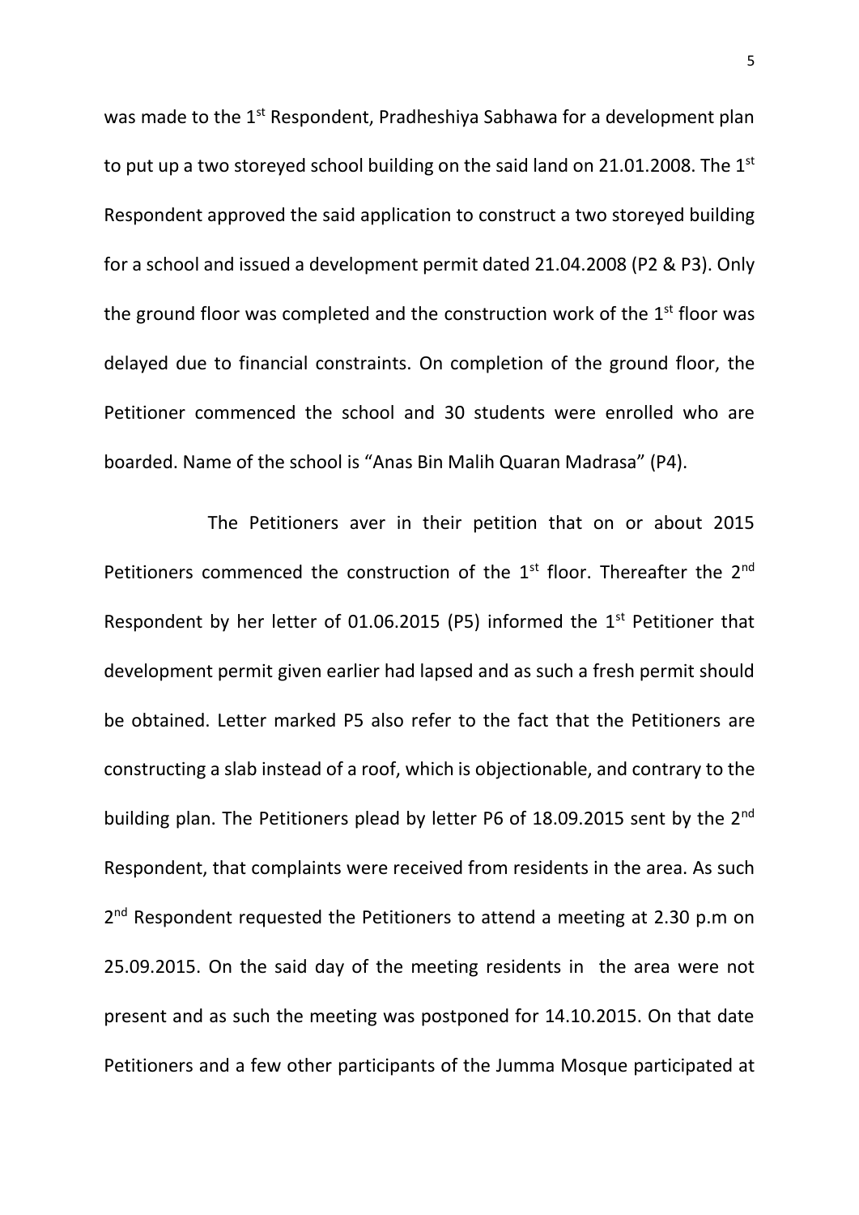was made to the 1st Respondent, Pradheshiya Sabhawa for a development plan to put up a two storeyed school building on the said land on 21.01.2008. The 1st Respondent approved the said application to construct a two storeyed building for a school and issued a development permit dated 21.04.2008 (P2 & P3). Only the ground floor was completed and the construction work of the 1st floor was delayed due to financial constraints. On completion of the ground floor, the Petitioner commenced the school and 30 students were enrolled who are boarded. Name of the school is "Anas Bin Malih Quaran Madrasa" (P4).

The Petitioners aver in their petition that on or about 2015 Petitioners commenced the construction of the 1st floor. Thereafter the 2nd Respondent by her letter of 01.06.2015 (P5) informed the 1st Petitioner that development permit given earlier had lapsed and as such a fresh permit should be obtained. Letter marked P5 also refer to the fact that the Petitioners are constructing a slab instead of a roof, which is objectionable, and contrary to the building plan. The Petitioners plead by letter P6 of 18.09.2015 sent by the 2nd Respondent, that complaints were received from residents in the area. As such 2nd Respondent requested the Petitioners to attend a meeting at 2.30 p.m on 25.09.2015. On the said day of the meeting residents in the area were not present and as such the meeting was postponed for 14.10.2015. On that date Petitioners and a few other participants of the Jumma Mosque participated at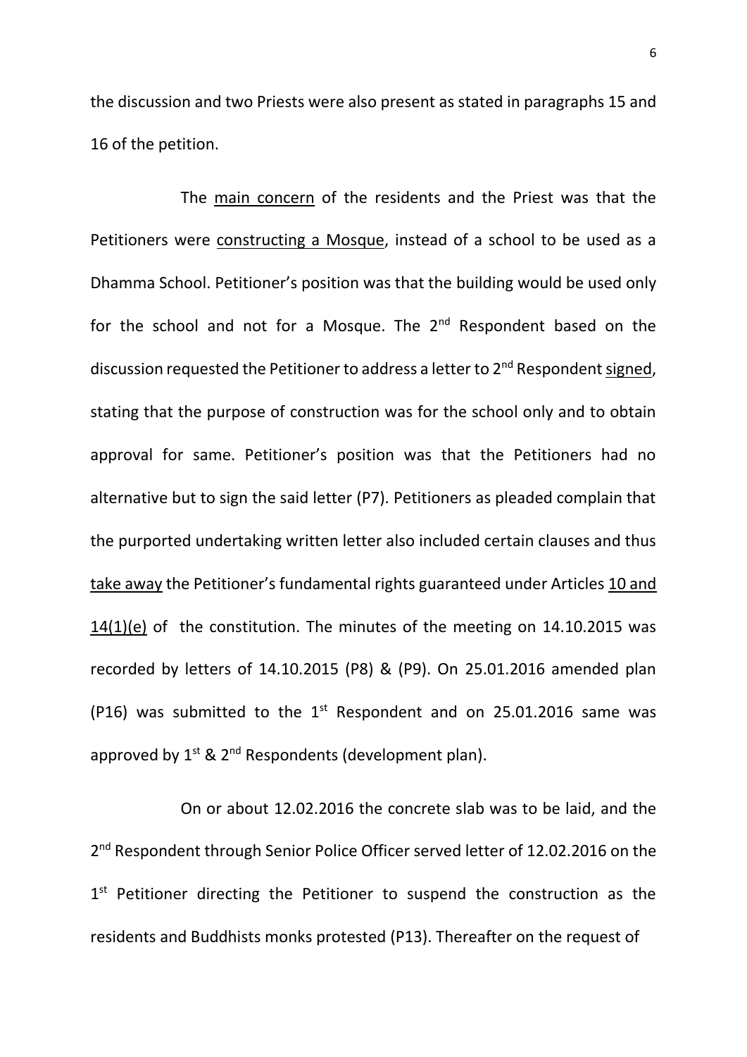the discussion and two Priests were also present as stated in paragraphs 15 and 16 of the petition.

The <u>main concern</u> of the residents and the Priest was that the Petitioners were <u>constructing a Mosque</u>, instead of a school to be used as a Dhamma School. Petitioner's position was that the building would be used only for the school and not for a Mosque. The 2nd Respondent based on the discussion requested the Petitioner to address a letter to 2nd Respondent <u>signed</u>, stating that the purpose of construction was for the school only and to obtain approval for same. Petitioner's position was that the Petitioners had no alternative but to sign the said letter (P7). Petitioners as pleaded complain that the purported undertaking written letter also included certain clauses and thus <u>take away</u> the Petitioner's fundamental rights guaranteed under Articles <u>10 and 14(1)(e)</u> of the constitution. The minutes of the meeting on 14.10.2015 was recorded by letters of 14.10.2015 (P8) & (P9). On 25.01.2016 amended plan (P16) was submitted to the 1st Respondent and on 25.01.2016 same was approved by 1st & 2nd Respondents (development plan).

On or about 12.02.2016 the concrete slab was to be laid, and the 2nd Respondent through Senior Police Officer served letter of 12.02.2016 on the 1st Petitioner directing the Petitioner to suspend the construction as the residents and Buddhists monks protested (P13). Thereafter on the request of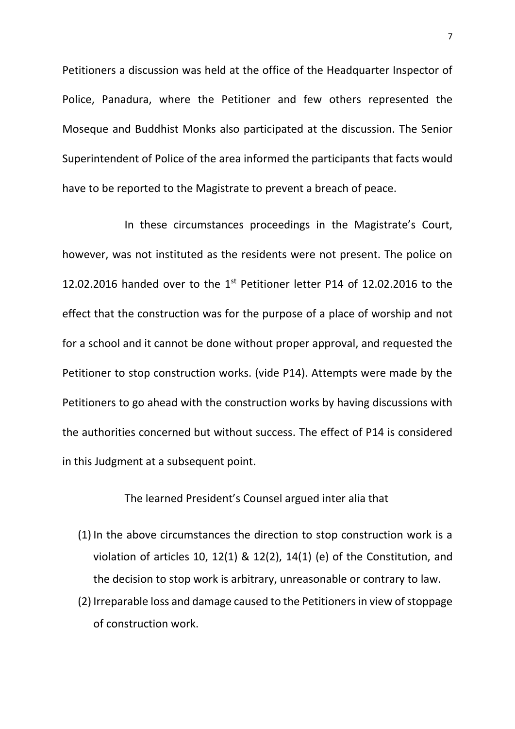Petitioners a discussion was held at the office of the Headquarter Inspector of Police, Panadura, where the Petitioner and few others represented the Moseque and Buddhist Monks also participated at the discussion. The Senior Superintendent of Police of the area informed the participants that facts would have to be reported to the Magistrate to prevent a breach of peace.

In these circumstances proceedings in the Magistrate's Court, however, was not instituted as the residents were not present. The police on 12.02.2016 handed over to the 1st Petitioner letter P14 of 12.02.2016 to the effect that the construction was for the purpose of a place of worship and not for a school and it cannot be done without proper approval, and requested the Petitioner to stop construction works. (vide P14). Attempts were made by the Petitioners to go ahead with the construction works by having discussions with the authorities concerned but without success. The effect of P14 is considered in this Judgment at a subsequent point.

The learned President's Counsel argued inter alia that

(1) In the above circumstances the direction to stop construction work is a violation of articles 10, 12(1) & 12(2), 14(1) (e) of the Constitution, and the decision to stop work is arbitrary, unreasonable or contrary to law.

(2) Irreparable loss and damage caused to the Petitioners in view of stoppage of construction work.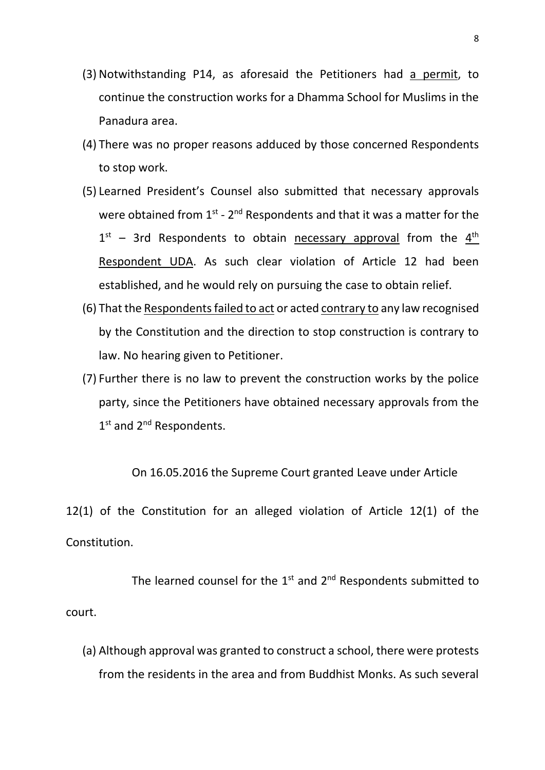(3) Notwithstanding P14, as aforesaid the Petitioners had <u>a permit</u>, to continue the construction works for a Dhamma School for Muslims in the Panadura area.

(4) There was no proper reasons adduced by those concerned Respondents to stop work.

(5) Learned President's Counsel also submitted that necessary approvals were obtained from 1st - 2nd Respondents and that it was a matter for the 1st – 3rd Respondents to obtain <u>necessary approval</u> from the <u>4th Respondent UDA</u>. As such clear violation of Article 12 had been established, and he would rely on pursuing the case to obtain relief.

(6) That the <u>Respondents failed to act</u> or acted <u>contrary to</u> any law recognised by the Constitution and the direction to stop construction is contrary to law. No hearing given to Petitioner.

(7) Further there is no law to prevent the construction works by the police party, since the Petitioners have obtained necessary approvals from the 1st and 2nd Respondents.

On 16.05.2016 the Supreme Court granted Leave under Article 12(1) of the Constitution for an alleged violation of Article 12(1) of the Constitution.

The learned counsel for the 1st and 2nd Respondents submitted to court.

(a) Although approval was granted to construct a school, there were protests from the residents in the area and from Buddhist Monks. As such several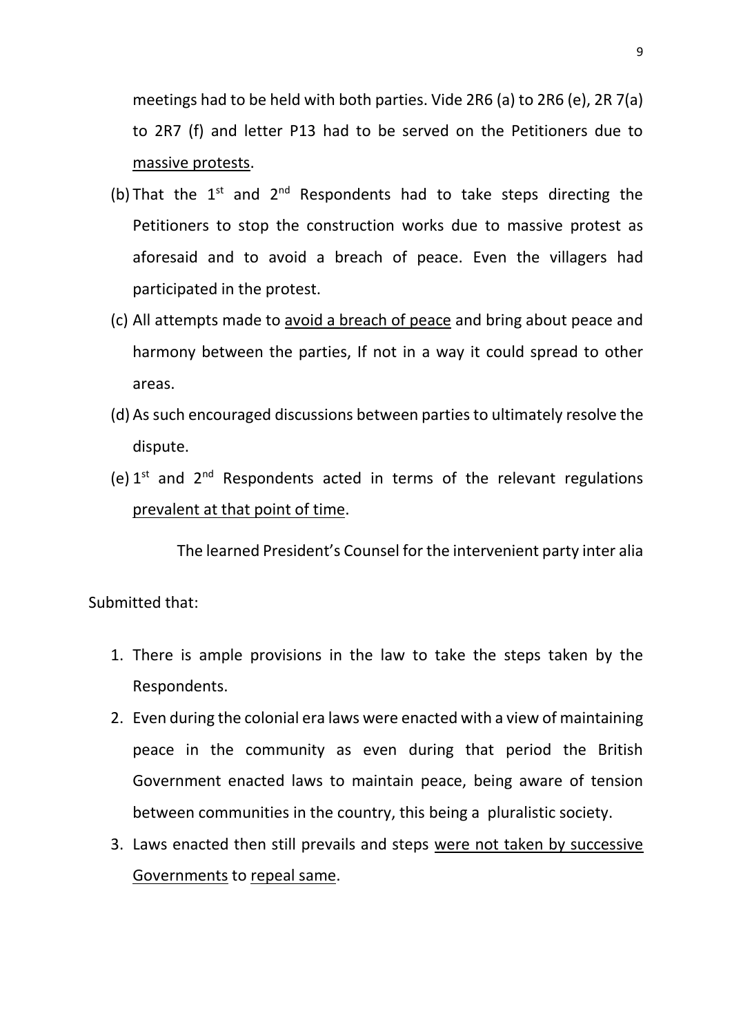meetings had to be held with both parties. Vide 2R6 (a) to 2R6 (e), 2R 7(a) to 2R7 (f) and letter P13 had to be served on the Petitioners due to <u>massive protests</u>.

(b) That the 1st and 2nd Respondents had to take steps directing the Petitioners to stop the construction works due to massive protest as aforesaid and to avoid a breach of peace. Even the villagers had participated in the protest.

(c) All attempts made to <u>avoid a breach of peace</u> and bring about peace and harmony between the parties, If not in a way it could spread to other areas.

(d) As such encouraged discussions between parties to ultimately resolve the dispute.

(e) 1st and 2nd Respondents acted in terms of the relevant regulations <u>prevalent at that point of time</u>.

The learned President's Counsel for the intervenient party inter alia

Submitted that:

1. There is ample provisions in the law to take the steps taken by the Respondents.
2. Even during the colonial era laws were enacted with a view of maintaining peace in the community as even during that period the British Government enacted laws to maintain peace, being aware of tension between communities in the country, this being a pluralistic society.
3. Laws enacted then still prevails and steps <u>were not taken by successive Governments</u> to <u>repeal same</u>.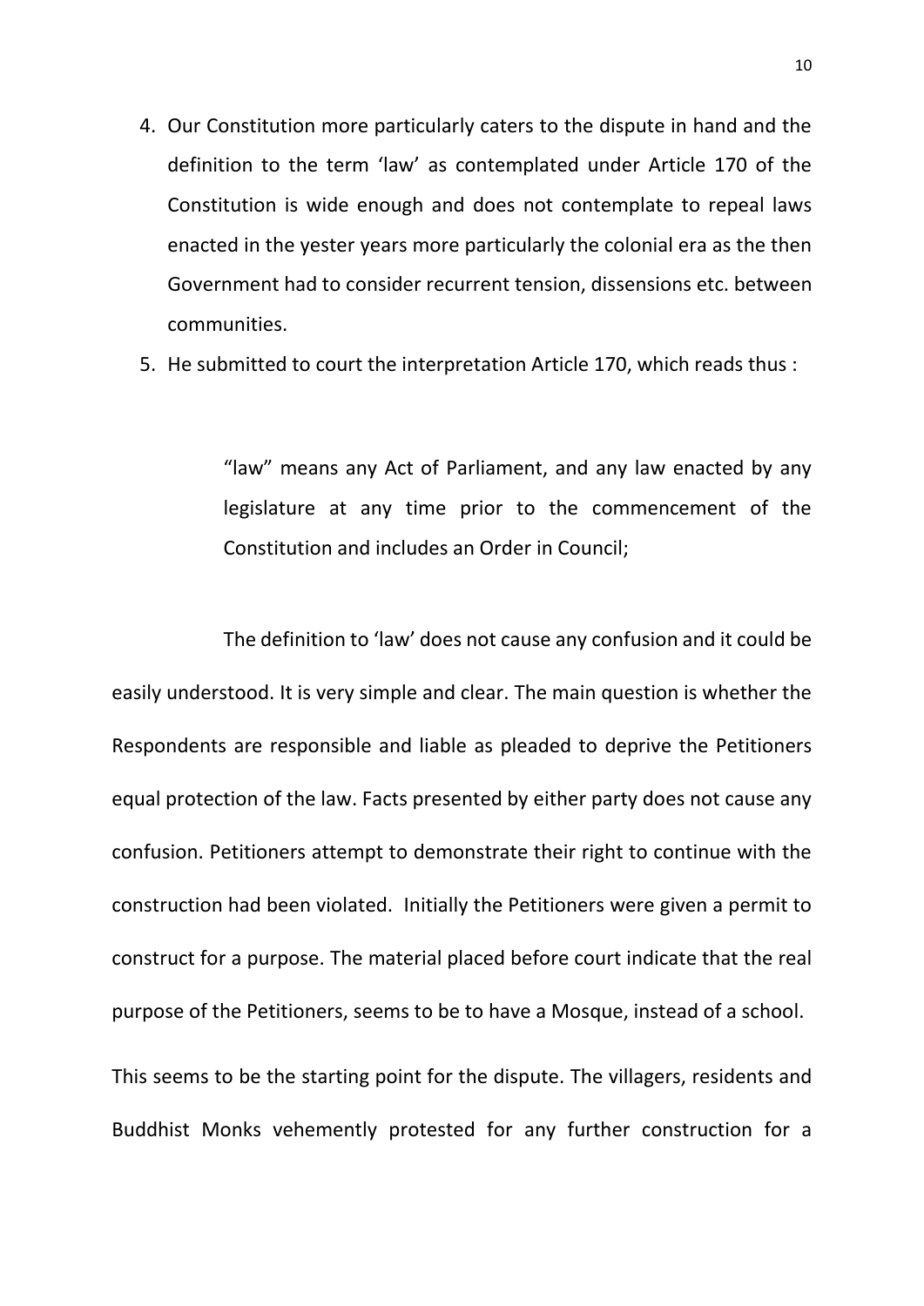4. Our Constitution more particularly caters to the dispute in hand and the definition to the term 'law' as contemplated under Article 170 of the Constitution is wide enough and does not contemplate to repeal laws enacted in the yester years more particularly the colonial era as the then Government had to consider recurrent tension, dissensions etc. between communities.
5. He submitted to court the interpretation Article 170, which reads thus :

> "law" means any Act of Parliament, and any law enacted by any legislature at any time prior to the commencement of the Constitution and includes an Order in Council;

The definition to 'law' does not cause any confusion and it could be easily understood. It is very simple and clear. The main question is whether the Respondents are responsible and liable as pleaded to deprive the Petitioners equal protection of the law. Facts presented by either party does not cause any confusion. Petitioners attempt to demonstrate their right to continue with the construction had been violated. Initially the Petitioners were given a permit to construct for a purpose. The material placed before court indicate that the real purpose of the Petitioners, seems to be to have a Mosque, instead of a school.

This seems to be the starting point for the dispute. The villagers, residents and Buddhist Monks vehemently protested for any further construction for a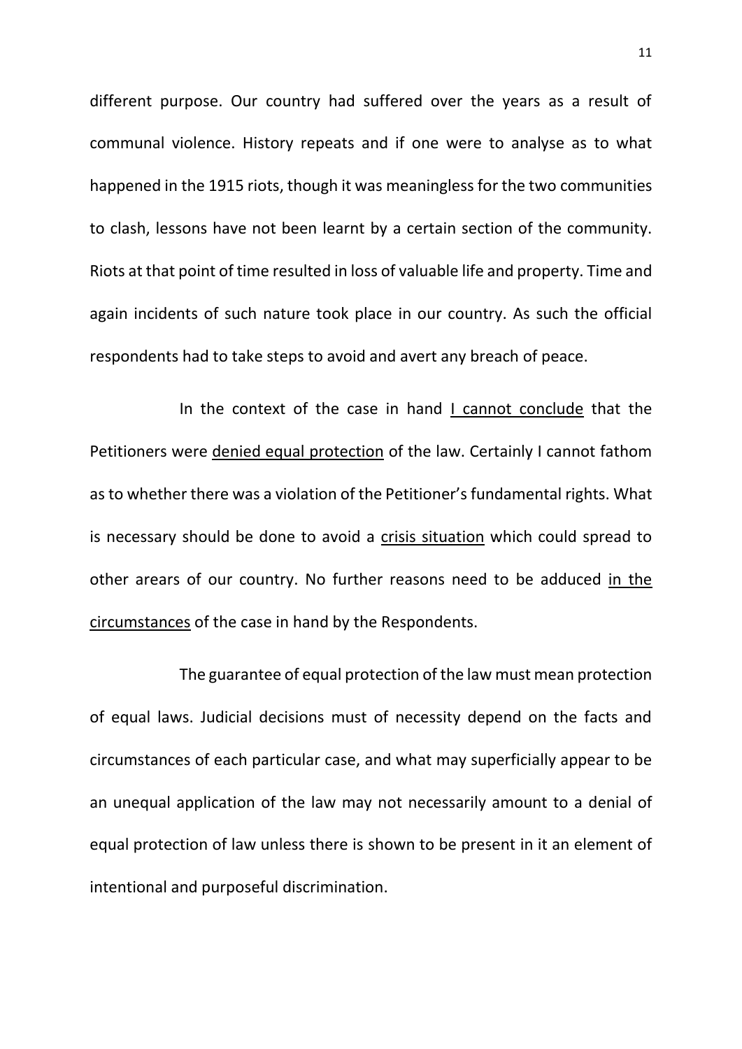different purpose. Our country had suffered over the years as a result of communal violence. History repeats and if one were to analyse as to what happened in the 1915 riots, though it was meaningless for the two communities to clash, lessons have not been learnt by a certain section of the community. Riots at that point of time resulted in loss of valuable life and property. Time and again incidents of such nature took place in our country. As such the official respondents had to take steps to avoid and avert any breach of peace.

In the context of the case in hand <u>I cannot conclude</u> that the Petitioners were <u>denied equal protection</u> of the law. Certainly I cannot fathom as to whether there was a violation of the Petitioner's fundamental rights. What is necessary should be done to avoid a <u>crisis situation</u> which could spread to other arears of our country. No further reasons need to be adduced <u>in the circumstances</u> of the case in hand by the Respondents.

The guarantee of equal protection of the law must mean protection of equal laws. Judicial decisions must of necessity depend on the facts and circumstances of each particular case, and what may superficially appear to be an unequal application of the law may not necessarily amount to a denial of equal protection of law unless there is shown to be present in it an element of intentional and purposeful discrimination.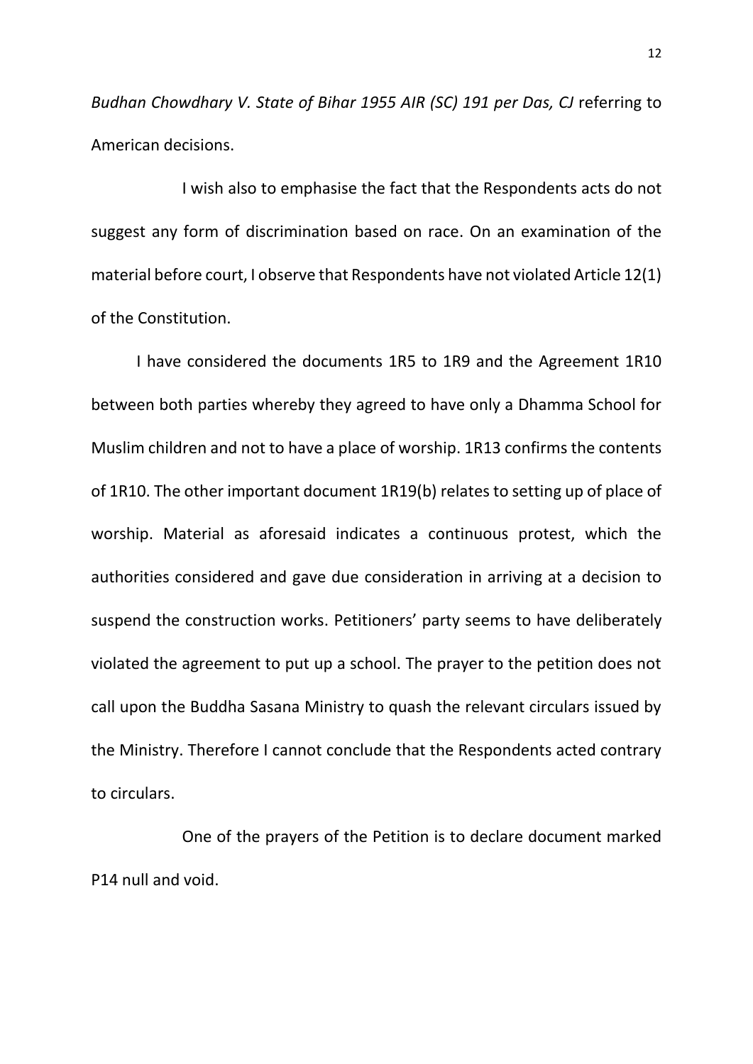*Budhan Chowdhary V. State of Bihar 1955 AIR (SC) 191 per Das, CJ* referring to American decisions.

I wish also to emphasise the fact that the Respondents acts do not suggest any form of discrimination based on race. On an examination of the material before court, I observe that Respondents have not violated Article 12(1) of the Constitution.

I have considered the documents 1R5 to 1R9 and the Agreement 1R10 between both parties whereby they agreed to have only a Dhamma School for Muslim children and not to have a place of worship. 1R13 confirms the contents of 1R10. The other important document 1R19(b) relates to setting up of place of worship. Material as aforesaid indicates a continuous protest, which the authorities considered and gave due consideration in arriving at a decision to suspend the construction works. Petitioners' party seems to have deliberately violated the agreement to put up a school. The prayer to the petition does not call upon the Buddha Sasana Ministry to quash the relevant circulars issued by the Ministry. Therefore I cannot conclude that the Respondents acted contrary to circulars.

One of the prayers of the Petition is to declare document marked P14 null and void.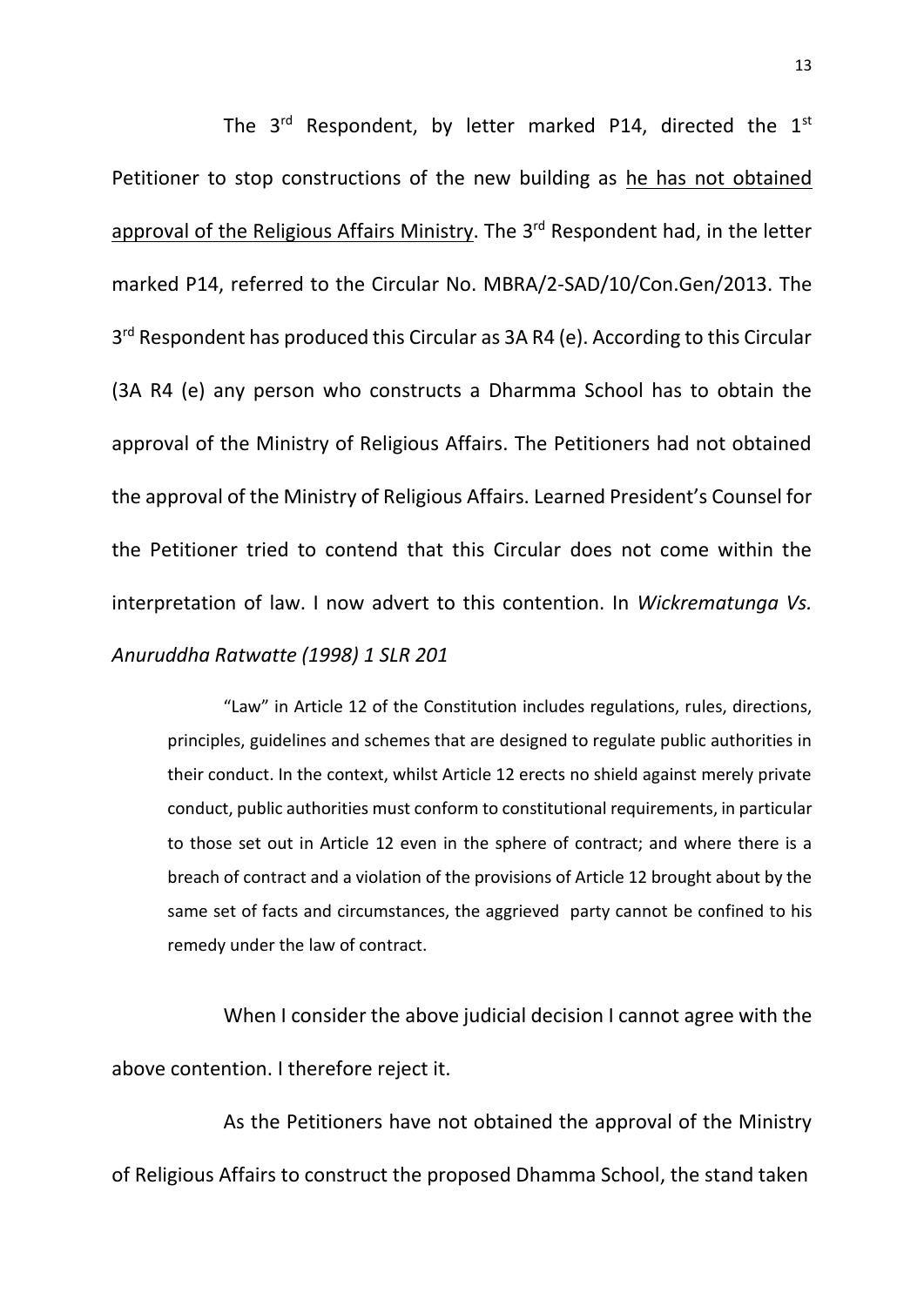The 3rd Respondent, by letter marked P14, directed the 1st Petitioner to stop constructions of the new building as <u>he has not obtained approval of the Religious Affairs Ministry</u>. The 3rd Respondent had, in the letter marked P14, referred to the Circular No. MBRA/2-SAD/10/Con.Gen/2013. The 3rd Respondent has produced this Circular as 3A R4 (e). According to this Circular (3A R4 (e) any person who constructs a Dharmma School has to obtain the approval of the Ministry of Religious Affairs. The Petitioners had not obtained the approval of the Ministry of Religious Affairs. Learned President's Counsel for the Petitioner tried to contend that this Circular does not come within the interpretation of law. I now advert to this contention. In *Wickrematunga Vs. Anuruddha Ratwatte (1998) 1 SLR 201*

> "Law" in Article 12 of the Constitution includes regulations, rules, directions, principles, guidelines and schemes that are designed to regulate public authorities in their conduct. In the context, whilst Article 12 erects no shield against merely private conduct, public authorities must conform to constitutional requirements, in particular to those set out in Article 12 even in the sphere of contract; and where there is a breach of contract and a violation of the provisions of Article 12 brought about by the same set of facts and circumstances, the aggrieved party cannot be confined to his remedy under the law of contract.

When I consider the above judicial decision I cannot agree with the above contention. I therefore reject it.

As the Petitioners have not obtained the approval of the Ministry of Religious Affairs to construct the proposed Dhamma School, the stand taken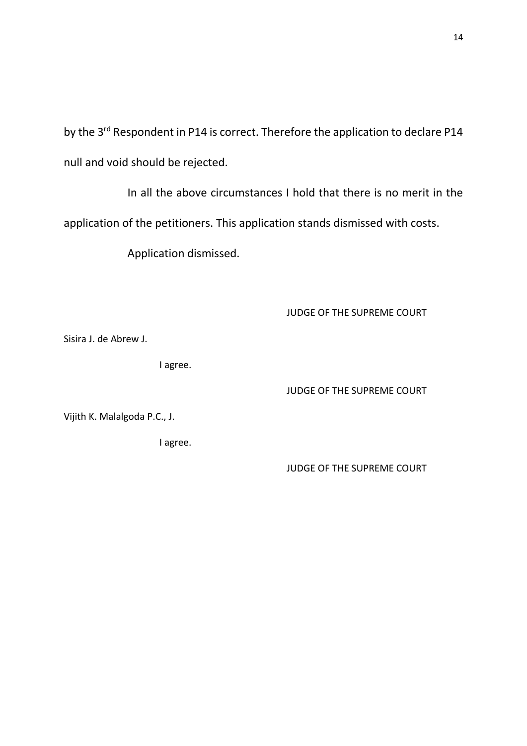by the 3rd Respondent in P14 is correct. Therefore the application to declare P14 null and void should be rejected.

In all the above circumstances I hold that there is no merit in the application of the petitioners. This application stands dismissed with costs.

Application dismissed.

JUDGE OF THE SUPREME COURT

Sisira J. de Abrew J.

I agree.

JUDGE OF THE SUPREME COURT

Vijith K. Malalgoda P.C., J.

I agree.

JUDGE OF THE SUPREME COURT